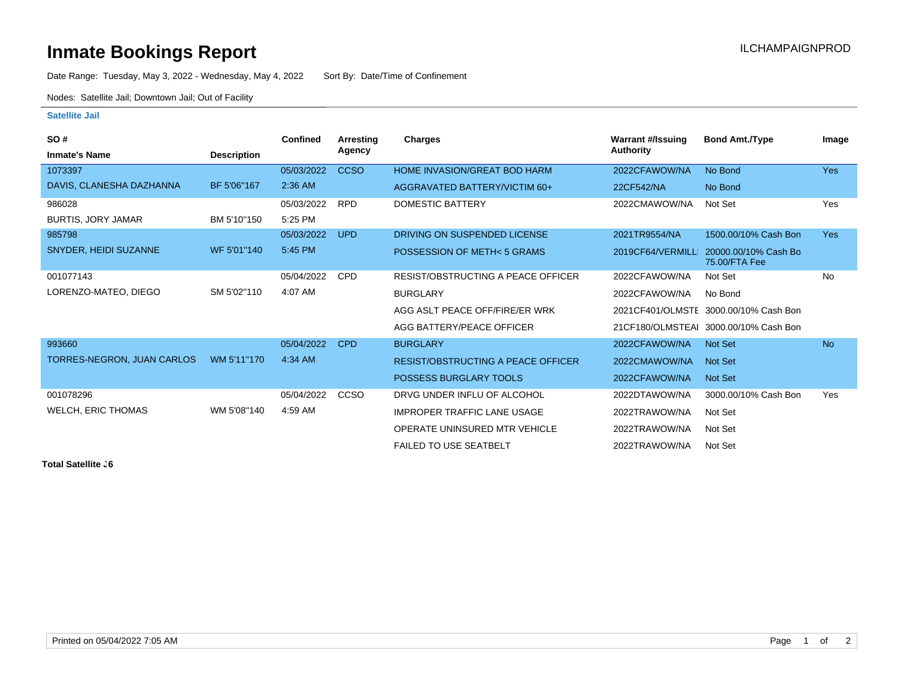# Inmate Bookings Report

ILCHAMPAIGNPROD

Date Range: Tuesday, May 3, 2022 - Wednesday, May 4, 2022 Sort By: Date/Time of Confinement

Nodes: Satellite Jail; Downtown Jail; Out of Facility

## Satellite Jail

| SO # / Inmate's Name | Description | Confined | Arresting Agency | Charges | Warrant #/Issuing Authority | Bond Amt./Type | Image |
|---|---|---|---|---|---|---|---|
| 1073397 | | 05/03/2022 | CCSO | HOME INVASION/GREAT BOD HARM | 2022CFAWOW/NA | No Bond | Yes |
| DAVIS, CLANESHA DAZHANNA | BF 5'06"167 | 2:36 AM | | AGGRAVATED BATTERY/VICTIM 60+ | 22CF542/NA | No Bond | |
| 986028 | | 05/03/2022 | RPD | DOMESTIC BATTERY | 2022CMAWOW/NA | Not Set | Yes |
| BURTIS, JORY JAMAR | BM 5'10"150 | 5:25 PM | | | | | |
| 985798 | | 05/03/2022 | UPD | DRIVING ON SUSPENDED LICENSE | 2021TR9554/NA | 1500.00/10% Cash Bon | Yes |
| SNYDER, HEIDI SUZANNE | WF 5'01"140 | 5:45 PM | | POSSESSION OF METH< 5 GRAMS | 2019CF64/VERMILL | 20000.00/10% Cash Bo 75.00/FTA Fee | |
| 001077143 | | 05/04/2022 | CPD | RESIST/OBSTRUCTING A PEACE OFFICER | 2022CFAWOW/NA | Not Set | No |
| LORENZO-MATEO, DIEGO | SM 5'02"110 | 4:07 AM | | BURGLARY | 2022CFAWOW/NA | No Bond | |
| | | | | AGG ASLT PEACE OFF/FIRE/ER WRK | 2021CF401/OLMSTE | 3000.00/10% Cash Bon | |
| | | | | AGG BATTERY/PEACE OFFICER | 21CF180/OLMSTEAI | 3000.00/10% Cash Bon | |
| 993660 | | 05/04/2022 | CPD | BURGLARY | 2022CFAWOW/NA | Not Set | No |
| TORRES-NEGRON, JUAN CARLOS | WM 5'11"170 | 4:34 AM | | RESIST/OBSTRUCTING A PEACE OFFICER | 2022CMAWOW/NA | Not Set | |
| | | | | POSSESS BURGLARY TOOLS | 2022CFAWOW/NA | Not Set | |
| 001078296 | | 05/04/2022 | CCSO | DRVG UNDER INFLU OF ALCOHOL | 2022DTAWOW/NA | 3000.00/10% Cash Bon | Yes |
| WELCH, ERIC THOMAS | WM 5'08"140 | 4:59 AM | | IMPROPER TRAFFIC LANE USAGE | 2022TRAWOW/NA | Not Set | |
| | | | | OPERATE UNINSURED MTR VEHICLE | 2022TRAWOW/NA | Not Set | |
| | | | | FAILED TO USE SEATBELT | 2022TRAWOW/NA | Not Set | |

**Total Satellite :6**

Printed on 05/04/2022 7:05 AM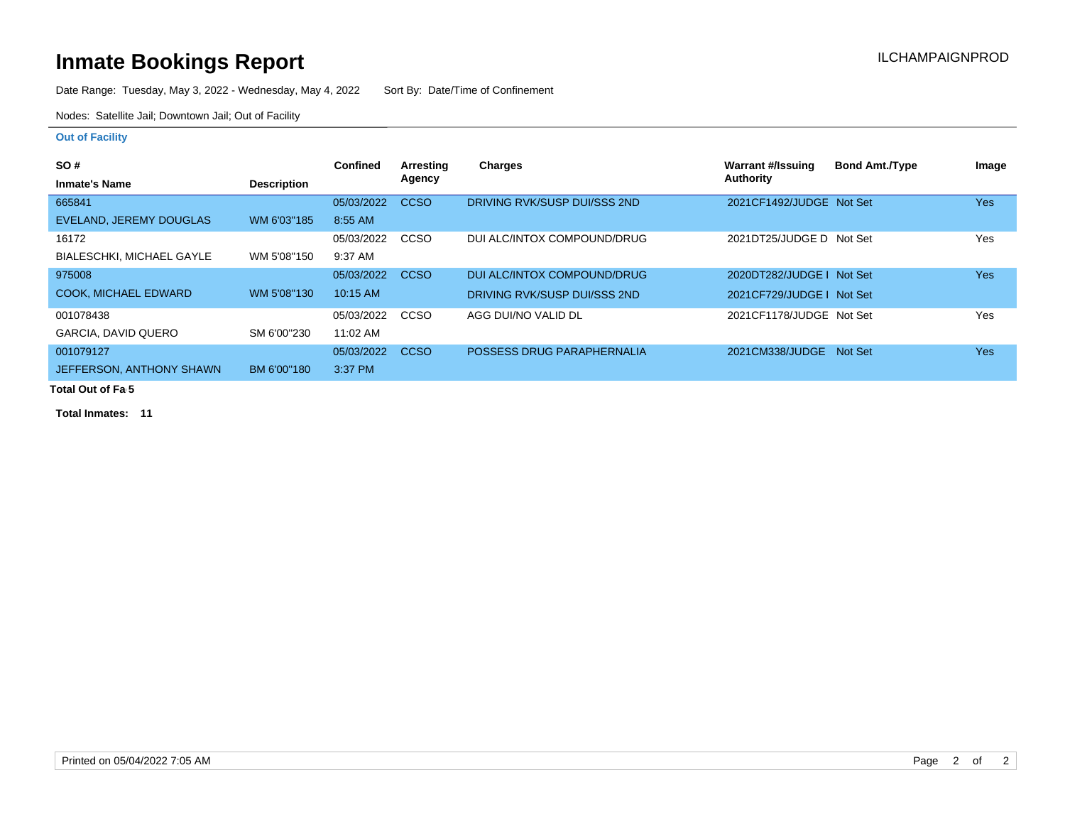# Inmate Bookings Report

ILCHAMPAIGNPROD

Date Range: Tuesday, May 3, 2022 - Wednesday, May 4, 2022 Sort By: Date/Time of Confinement

Nodes: Satellite Jail; Downtown Jail; Out of Facility

### Out of Facility

| SO # / Inmate's Name | Description | Confined | Arresting Agency | Charges | Warrant #/Issuing Authority | Bond Amt./Type | Image |
|---|---|---|---|---|---|---|---|
| 665841<br>EVELAND, JEREMY DOUGLAS | WM 6'03"185 | 05/03/2022<br>8:55 AM | CCSO | DRIVING RVK/SUSP DUI/SSS 2ND | 2021CF1492/JUDGE | Not Set | Yes |
| 16172<br>BIALESCHKI, MICHAEL GAYLE | WM 5'08"150 | 05/03/2022<br>9:37 AM | CCSO | DUI ALC/INTOX COMPOUND/DRUG | 2021DT25/JUDGE D | Not Set | Yes |
| 975008<br>COOK, MICHAEL EDWARD | WM 5'08"130 | 05/03/2022<br>10:15 AM | CCSO | DUI ALC/INTOX COMPOUND/DRUG<br>DRIVING RVK/SUSP DUI/SSS 2ND | 2020DT282/JUDGE I<br>2021CF729/JUDGE I | Not Set<br>Not Set | Yes |
| 001078438<br>GARCIA, DAVID QUERO | SM 6'00"230 | 05/03/2022<br>11:02 AM | CCSO | AGG DUI/NO VALID DL | 2021CF1178/JUDGE | Not Set | Yes |
| 001079127<br>JEFFERSON, ANTHONY SHAWN | BM 6'00"180 | 05/03/2022<br>3:37 PM | CCSO | POSSESS DRUG PARAPHERNALIA | 2021CM338/JUDGE | Not Set | Yes |

**Total Out of Fa 5**

**Total Inmates: 11**

Printed on 05/04/2022 7:05 AM